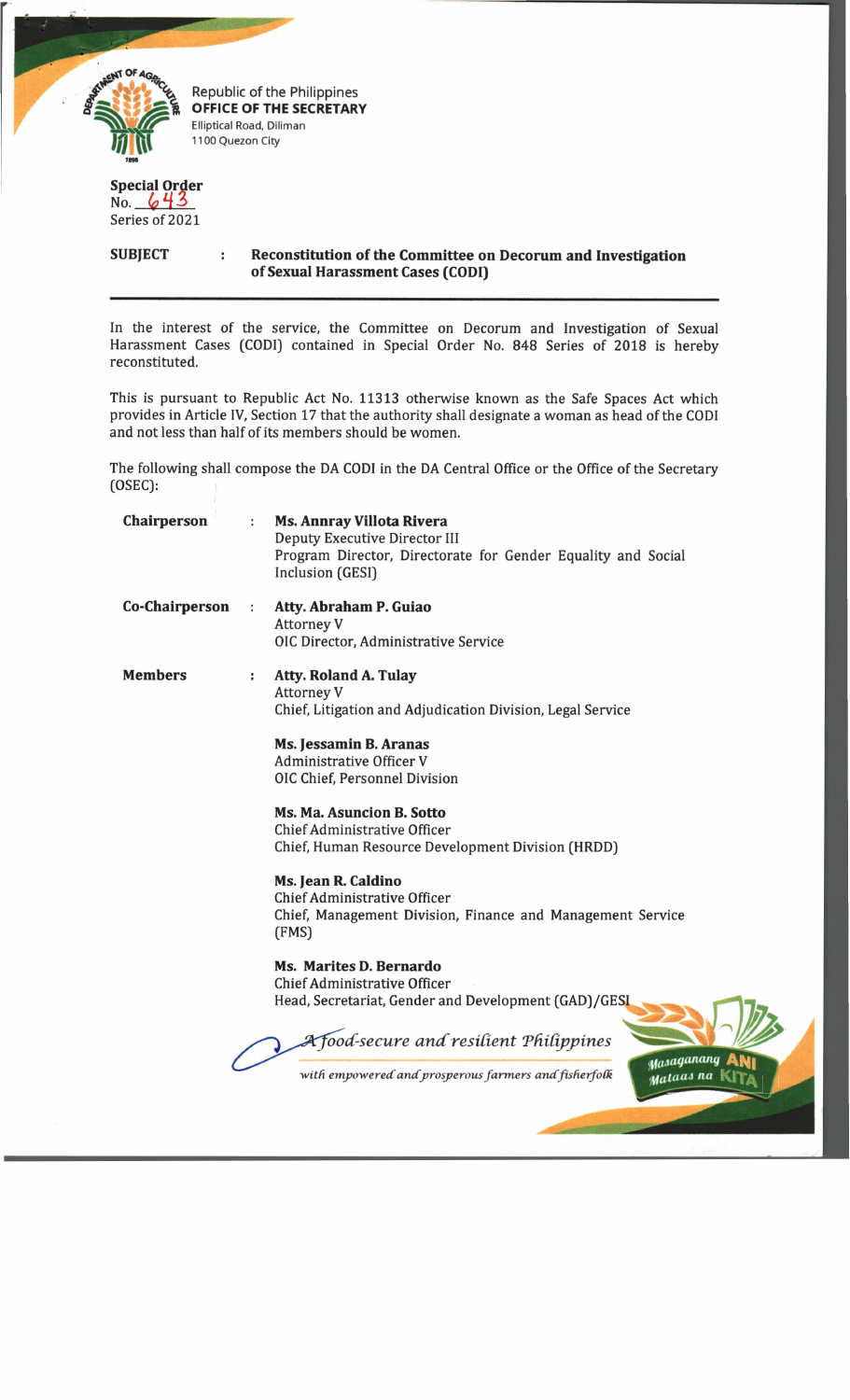Republic of the Philippines
**OFFICE OF THE SECRETARY**
Elliptical Road, Diliman
1100 Quezon City

**Special Order**
No. 643
Series of 2021

**SUBJECT** : **Reconstitution of the Committee on Decorum and Investigation of Sexual Harassment Cases (CODI)**

---

In the interest of the service, the Committee on Decorum and Investigation of Sexual Harassment Cases (CODI) contained in Special Order No. 848 Series of 2018 is hereby reconstituted.

This is pursuant to Republic Act No. 11313 otherwise known as the Safe Spaces Act which provides in Article IV, Section 17 that the authority shall designate a woman as head of the CODI and not less than half of its members should be women.

The following shall compose the DA CODI in the DA Central Office or the Office of the Secretary (OSEC):

**Chairperson** : **Ms. Annray Villota Rivera**
Deputy Executive Director III
Program Director, Directorate for Gender Equality and Social Inclusion (GESI)

**Co-Chairperson** : **Atty. Abraham P. Guiao**
Attorney V
OIC Director, Administrative Service

**Members** : **Atty. Roland A. Tulay**
Attorney V
Chief, Litigation and Adjudication Division, Legal Service

**Ms. Jessamin B. Aranas**
Administrative Officer V
OIC Chief, Personnel Division

**Ms. Ma. Asuncion B. Sotto**
Chief Administrative Officer
Chief, Human Resource Development Division (HRDD)

**Ms. Jean R. Caldino**
Chief Administrative Officer
Chief, Management Division, Finance and Management Service (FMS)

**Ms. Marites D. Bernardo**
Chief Administrative Officer
Head, Secretariat, Gender and Development (GAD)/GESI

*A food-secure and resilient Philippines*
*with empowered and prosperous farmers and fisherfolk*

Masaganang ANI Mataas na KITA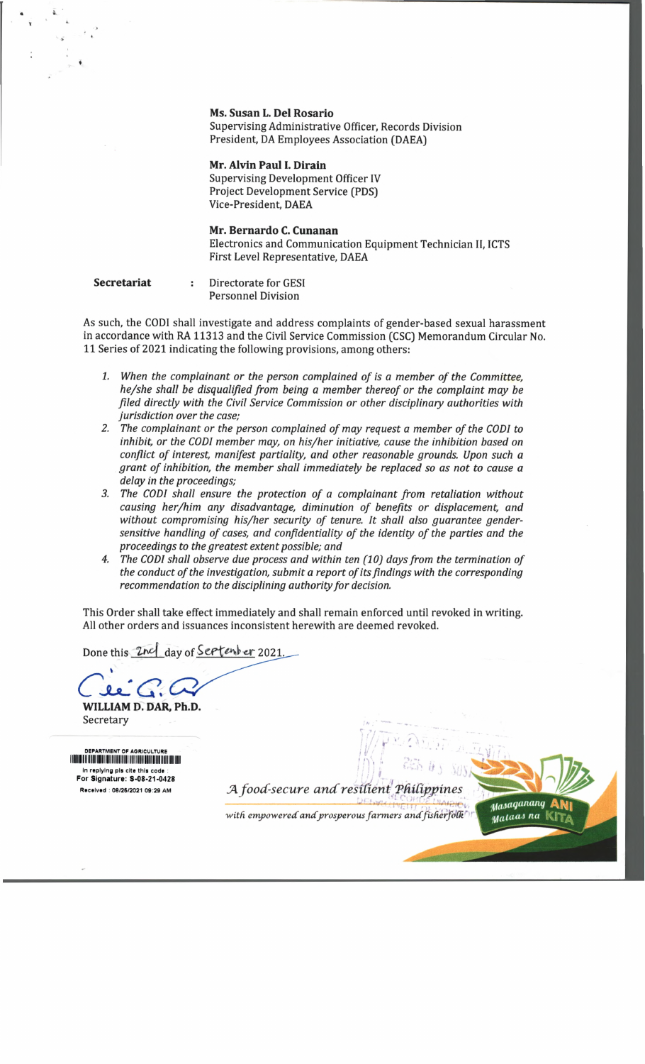**Ms. Susan L. Del Rosario**
Supervising Administrative Officer, Records Division
President, DA Employees Association (DAEA)

**Mr. Alvin Paul I. Dirain**
Supervising Development Officer IV
Project Development Service (PDS)
Vice-President, DAEA

**Mr. Bernardo C. Cunanan**
Electronics and Communication Equipment Technician II, ICTS
First Level Representative, DAEA

**Secretariat** : Directorate for GESI
Personnel Division

As such, the CODI shall investigate and address complaints of gender-based sexual harassment in accordance with RA 11313 and the Civil Service Commission (CSC) Memorandum Circular No. 11 Series of 2021 indicating the following provisions, among others:

1. *When the complainant or the person complained of is a member of the Committee, he/she shall be disqualified from being a member thereof or the complaint may be filed directly with the Civil Service Commission or other disciplinary authorities with jurisdiction over the case;*
2. *The complainant or the person complained of may request a member of the CODI to inhibit, or the CODI member may, on his/her initiative, cause the inhibition based on conflict of interest, manifest partiality, and other reasonable grounds. Upon such a grant of inhibition, the member shall immediately be replaced so as not to cause a delay in the proceedings;*
3. *The CODI shall ensure the protection of a complainant from retaliation without causing her/him any disadvantage, diminution of benefits or displacement, and without compromising his/her security of tenure. It shall also guarantee gender-sensitive handling of cases, and confidentiality of the identity of the parties and the proceedings to the greatest extent possible; and*
4. *The CODI shall observe due process and within ten (10) days from the termination of the conduct of the investigation, submit a report of its findings with the corresponding recommendation to the disciplining authority for decision.*

This Order shall take effect immediately and shall remain enforced until revoked in writing. All other orders and issuances inconsistent herewith are deemed revoked.

Done this 2nd day of September 2021.

**WILLIAM D. DAR, Ph.D.**
Secretary

DEPARTMENT OF AGRICULTURE
In replying pls cite this code :
For Signature: S-08-21-0428
Received : 08/26/2021 09:29 AM

*A food-secure and resilient Philippines*
*with empowered and prosperous farmers and fisherfolk*

Masaganang ANI Mataas na KITA